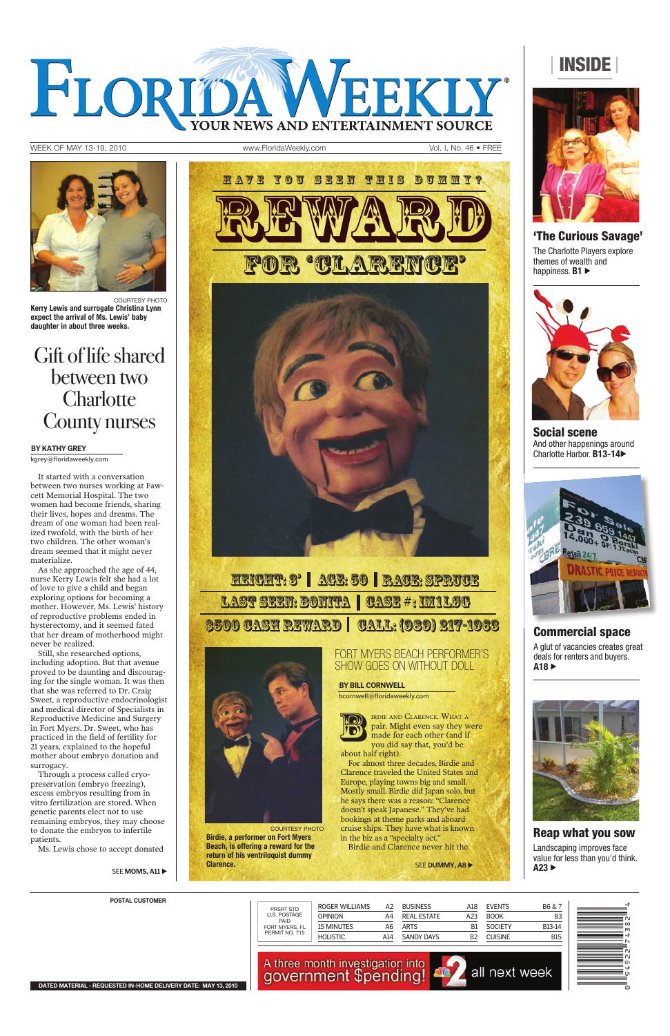# FLORIDA WEEKLY

YOUR NEWS AND ENTERTAINMENT SOURCE

WEEK OF MAY 13-19, 2010 www.FloridaWeekly.com Vol. I, No. 46 • FREE

COURTESY PHOTO

**Kerry Lewis and surrogate Christina Lynn expect the arrival of Ms. Lewis' baby daughter in about three weeks.**

## Gift of life shared between two Charlotte County nurses

**BY KATHY GREY**

kgrey@floridaweekly.com

It started with a conversation between two nurses working at Fawcett Memorial Hospital. The two women had become friends, sharing their lives, hopes and dreams. The dream of one woman had been realized twofold, with the birth of her two children. The other woman's dream seemed that it might never materialize.

As she approached the age of 44, nurse Kerry Lewis felt she had a lot of love to give a child and began exploring options for becoming a mother. However, Ms. Lewis' history of reproductive problems ended in hysterectomy, and it seemed fated that her dream of motherhood might never be realized.

Still, she researched options, including adoption. But that avenue proved to be daunting and discouraging for the single woman. It was then that she was referred to Dr. Craig Sweet, a reproductive endocrinologist and medical director of Specialists in Reproductive Medicine and Surgery in Fort Myers. Dr. Sweet, who has practiced in the field of fertility for 21 years, explained to the hopeful mother about embryo donation and surrogacy.

Through a process called cryopreservation (embryo freezing), excess embryos resulting from in vitro fertilization are stored. When genetic parents elect not to use remaining embryos, they may choose to donate the embryos to infertile patients.

Ms. Lewis chose to accept donated

SEE **MOMS, A11** ▶

---

HAVE YOU SEEN THIS DUMMY?

# REWARD FOR 'CLARENCE'

HEIGHT: 3' | AGE: 50 | RACE: SPRUCE

LAST SEEN: BONITA | CASE #: IM1L0C

$500 CASH REWARD | CALL: (989) 217-1963

COURTESY PHOTO

**Birdie, a performer on Fort Myers Beach, is offering a reward for the return of his ventriloquist dummy Clarence.**

## FORT MYERS BEACH PERFORMER'S SHOW GOES ON WITHOUT DOLL

**BY BILL CORNWELL**

bcornwell@floridaweekly.com

Birdie and Clarence. What a pair. Might even say they were made for each other (and if you did say that, you'd be about half right).

For almost three decades, Birdie and Clarence traveled the United States and Europe, playing towns big and small. Mostly small. Birdie did Japan solo, but he says there was a reason: "Clarence doesn't speak Japanese." They've had bookings at theme parks and aboard cruise ships. They have what is known in the biz as a "specialty act."

Birdie and Clarence never hit the

SEE **DUMMY, A8** ▶

---

## INSIDE

### 'The Curious Savage'

The Charlotte Players explore themes of wealth and happiness. **B1** ▶

### Social scene

And other happenings around Charlotte Harbor. **B13-14**▶

### Commercial space

A glut of vacancies creates great deals for renters and buyers. **A18** ▶

### Reap what you sow

Landscaping improves face value for less than you'd think. **A23** ▶

---

**POSTAL CUSTOMER**

PRSRT STD
U.S. POSTAGE
PAID
FORT MYERS, FL
PERMIT NO. 715

| | | | | | |
|---|---|---|---|---|---|
| ROGER WILLIAMS | A2 | BUSINESS | A18 | EVENTS | B6 & 7 |
| OPINION | A4 | REAL ESTATE | A23 | BOOK | B3 |
| 15 MINUTES | A6 | ARTS | B1 | SOCIETY | B13-14 |
| HOLISTIC | A14 | SANDY DAYS | B2 | CUISINE | B15 |

A three month investigation into government $pending! 2 all next week

DATED MATERIAL - REQUESTED IN-HOME DELIVERY DATE: MAY 13, 2010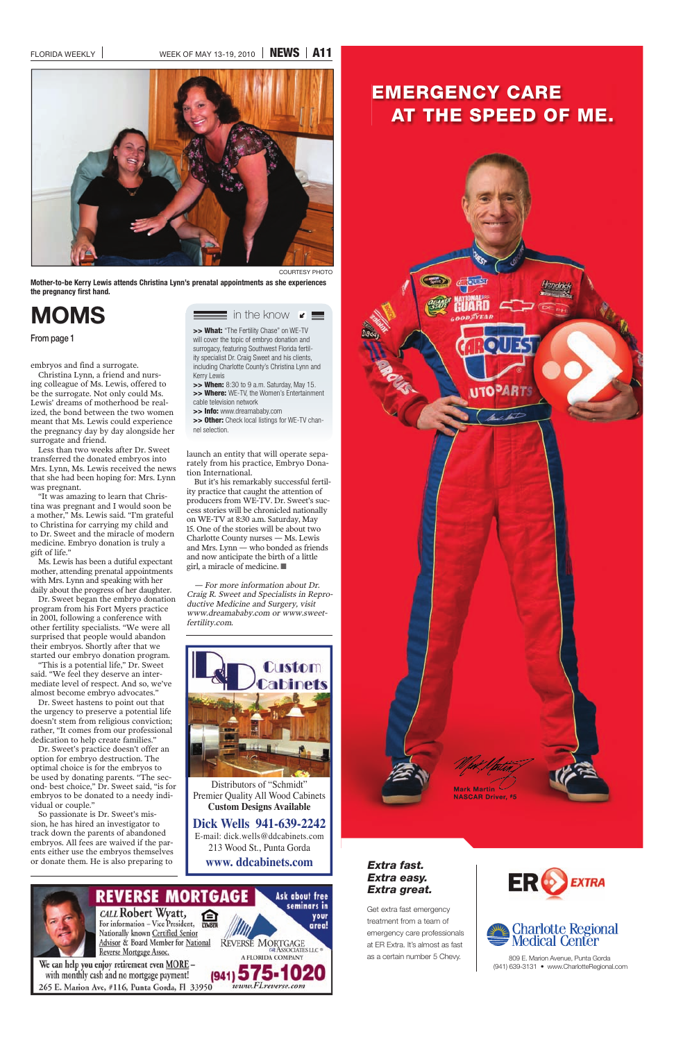COURTESY PHOTO

**Mother-to-be Kerry Lewis attends Christina Lynn's prenatal appointments as she experiences the pregnancy first hand.**

# MOMS

From page 1

embryos and find a surrogate.

Christina Lynn, a friend and nursing colleague of Ms. Lewis, offered to be the surrogate. Not only could Ms. Lewis' dreams of motherhood be realized, the bond between the two women meant that Ms. Lewis could experience the pregnancy day by day alongside her surrogate and friend.

Less than two weeks after Dr. Sweet transferred the donated embryos into Mrs. Lynn, Ms. Lewis received the news that she had been hoping for: Mrs. Lynn was pregnant.

"It was amazing to learn that Christina was pregnant and I would soon be a mother," Ms. Lewis said. "I'm grateful to Christina for carrying my child and to Dr. Sweet and the miracle of modern medicine. Embryo donation is truly a gift of life."

Ms. Lewis has been a dutiful expectant mother, attending prenatal appointments with Mrs. Lynn and speaking with her daily about the progress of her daughter.

Dr. Sweet began the embryo donation program from his Fort Myers practice in 2001, following a conference with other fertility specialists. "We were all surprised that people would abandon their embryos. Shortly after that we started our embryo donation program.

"This is a potential life," Dr. Sweet said. "We feel they deserve an intermediate level of respect. And so, we've almost become embryo advocates."

Dr. Sweet hastens to point out that the urgency to preserve a potential life doesn't stem from religious conviction; rather, "It comes from our professional dedication to help create families."

Dr. Sweet's practice doesn't offer an option for embryo destruction. The optimal choice is for the embryos to be used by donating parents. "The second- best choice," Dr. Sweet said, "is for embryos to be donated to a needy individual or couple."

So passionate is Dr. Sweet's mission, he has hired an investigator to track down the parents of abandoned embryos. All fees are waived if the parents either use the embryos themselves or donate them. He is also preparing to launch an entity that will operate separately from his practice, Embryo Donation International.

But it's his remarkably successful fertility practice that caught the attention of producers from WE-TV. Dr. Sweet's success stories will be chronicled nationally on WE-TV at 8:30 a.m. Saturday, May 15. One of the stories will be about two Charlotte County nurses — Ms. Lewis and Mrs. Lynn — who bonded as friends and now anticipate the birth of a little girl, a miracle of medicine. ■

*— For more information about Dr. Craig R. Sweet and Specialists in Reproductive Medicine and Surgery, visit www.dreamababy.com or www.sweet-fertility.com.*

### in the know

**>> What:** "The Fertility Chase" on WE-TV will cover the topic of embryo donation and surrogacy, featuring Southwest Florida fertility specialist Dr. Craig Sweet and his clients, including Charlotte County's Christina Lynn and Kerry Lewis
**>> When:** 8:30 to 9 a.m. Saturday, May 15.
**>> Where:** WE-TV, the Women's Entertainment cable television network
**>> Info:** www.dreamababy.com
**>> Other:** Check local listings for WE-TV channel selection.

---

D&D Custom Cabinets

Distributors of "Schmidt"
Premier Quality All Wood Cabinets
**Custom Designs Available**

**Dick Wells 941-639-2242**
E-mail: dick.wells@ddcabinets.com
213 Wood St., Punta Gorda
**www. ddcabinets.com**

---

**REVERSE MORTGAGE** Ask about free seminars in your area!

CALL Robert Wyatt,
For information – Vice President, Nationally known Certified Senior Advisor & Board Member for National Reverse Mortgage Assoc.

REVERSE MORTGAGE & ASSOCIATES LLC — A FLORIDA COMPANY

We can help you enjoy retirement even MORE – with monthly cash and no mortgage payment!
265 E. Marion Ave, #116, Punta Gorda, Fl 33950

**(941) 575-1020**
www.FLreverse.com

---

**EMERGENCY CARE AT THE SPEED OF ME.**

Mark Martin
NASCAR Driver, #5

***Extra fast. Extra easy. Extra great.***

Get extra fast emergency treatment from a team of emergency care professionals at ER Extra. It's almost as fast as a certain number 5 Chevy.

ER EXTRA

Charlotte Regional Medical Center
809 E. Marion Avenue, Punta Gorda
(941) 639-3131 • www.CharlotteRegional.com